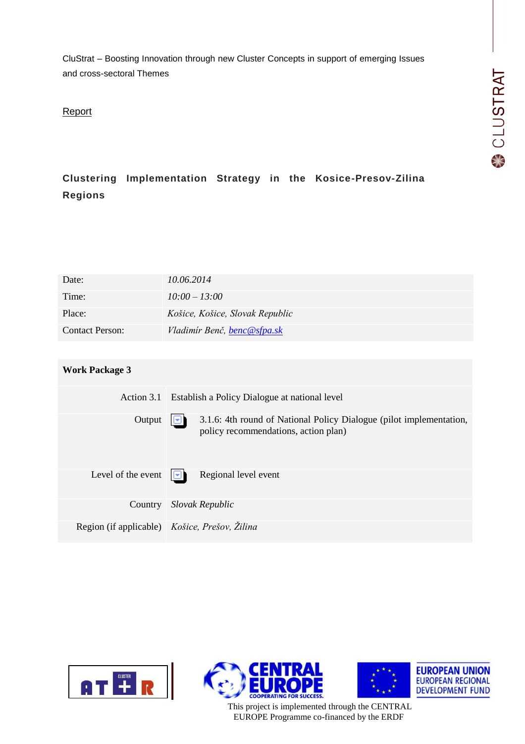CluStrat – Boosting Innovation through new Cluster Concepts in support of emerging Issues and cross-sectoral Themes

Report

## Clustering Implementation Strategy in the Kosice-Presov-Zilina Regions

| | |
|---|---|
| Date: | *10.06.2014* |
| Time: | *10:00 – 13:00* |
| Place: | *Košice, Košice, Slovak Republic* |
| Contact Person: | *Vladimír Benč, benc@sfpa.sk* |

| **Work Package 3** | |
|---|---|
| Action 3.1 | Establish a Policy Dialogue at national level |
| Output | 3.1.6: 4th round of National Policy Dialogue (pilot implementation, policy recommendations, action plan) |
| Level of the event | Regional level event |
| Country | *Slovak Republic* |
| Region (if applicable) | *Košice, Prešov, Žilina* |

This project is implemented through the CENTRAL EUROPE Programme co-financed by the ERDF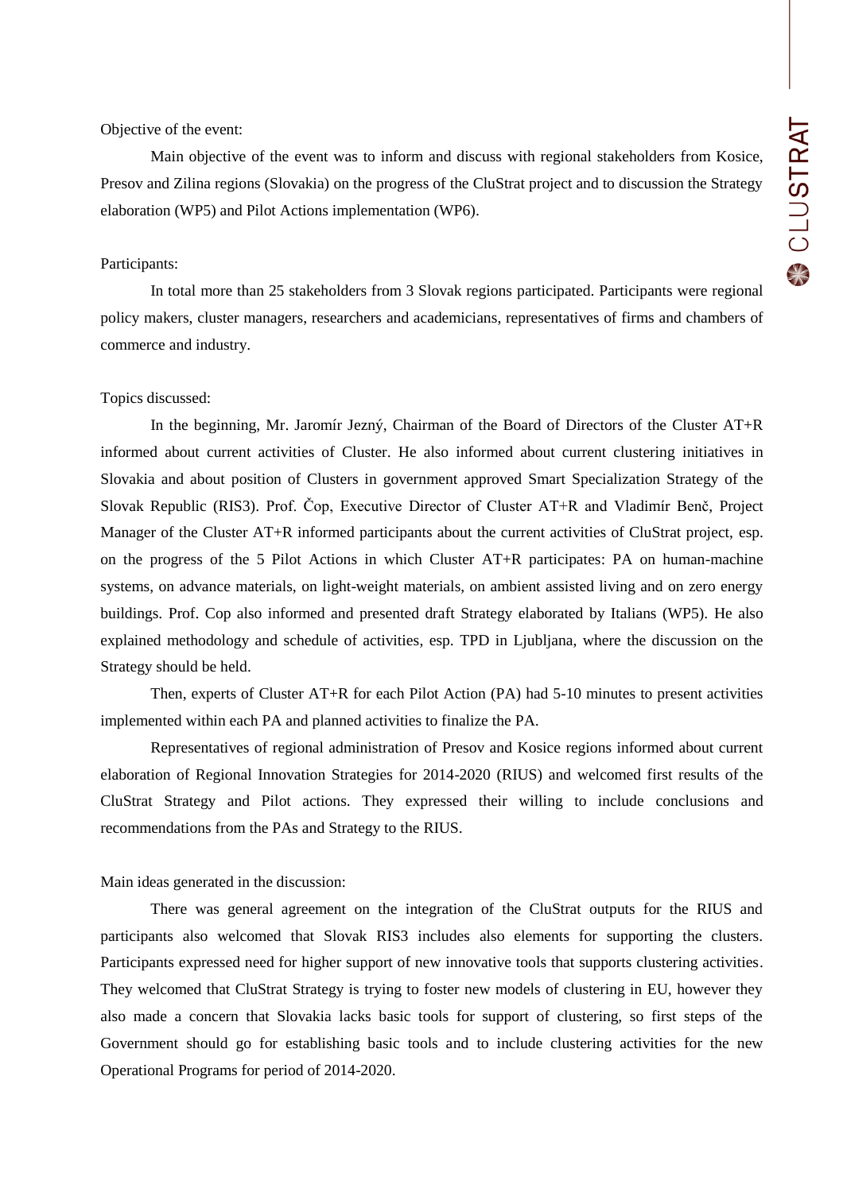Objective of the event:

Main objective of the event was to inform and discuss with regional stakeholders from Kosice, Presov and Zilina regions (Slovakia) on the progress of the CluStrat project and to discussion the Strategy elaboration (WP5) and Pilot Actions implementation (WP6).

Participants:

In total more than 25 stakeholders from 3 Slovak regions participated. Participants were regional policy makers, cluster managers, researchers and academicians, representatives of firms and chambers of commerce and industry.

Topics discussed:

In the beginning, Mr. Jaromír Jezný, Chairman of the Board of Directors of the Cluster AT+R informed about current activities of Cluster. He also informed about current clustering initiatives in Slovakia and about position of Clusters in government approved Smart Specialization Strategy of the Slovak Republic (RIS3). Prof. Čop, Executive Director of Cluster AT+R and Vladimír Benč, Project Manager of the Cluster AT+R informed participants about the current activities of CluStrat project, esp. on the progress of the 5 Pilot Actions in which Cluster AT+R participates: PA on human-machine systems, on advance materials, on light-weight materials, on ambient assisted living and on zero energy buildings. Prof. Cop also informed and presented draft Strategy elaborated by Italians (WP5). He also explained methodology and schedule of activities, esp. TPD in Ljubljana, where the discussion on the Strategy should be held.

Then, experts of Cluster AT+R for each Pilot Action (PA) had 5-10 minutes to present activities implemented within each PA and planned activities to finalize the PA.

Representatives of regional administration of Presov and Kosice regions informed about current elaboration of Regional Innovation Strategies for 2014-2020 (RIUS) and welcomed first results of the CluStrat Strategy and Pilot actions. They expressed their willing to include conclusions and recommendations from the PAs and Strategy to the RIUS.

Main ideas generated in the discussion:

There was general agreement on the integration of the CluStrat outputs for the RIUS and participants also welcomed that Slovak RIS3 includes also elements for supporting the clusters. Participants expressed need for higher support of new innovative tools that supports clustering activities. They welcomed that CluStrat Strategy is trying to foster new models of clustering in EU, however they also made a concern that Slovakia lacks basic tools for support of clustering, so first steps of the Government should go for establishing basic tools and to include clustering activities for the new Operational Programs for period of 2014-2020.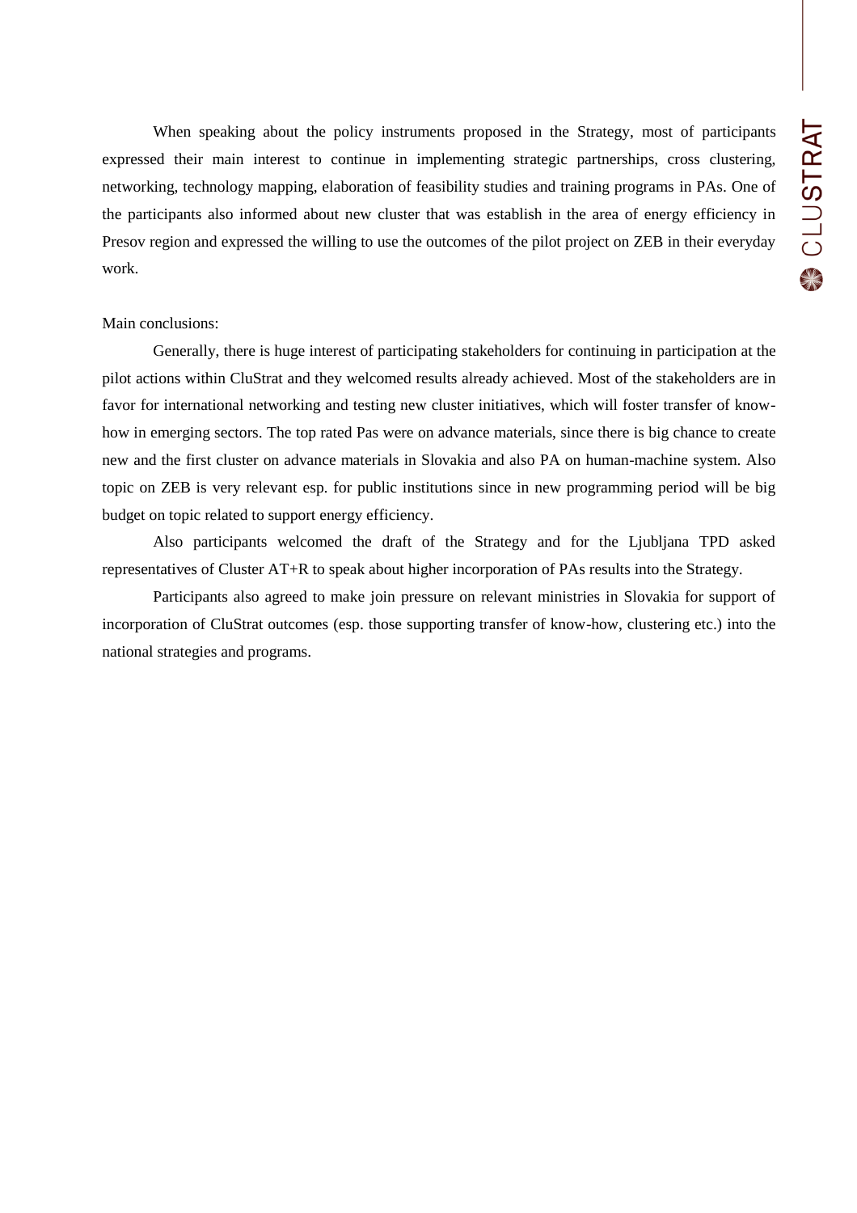When speaking about the policy instruments proposed in the Strategy, most of participants expressed their main interest to continue in implementing strategic partnerships, cross clustering, networking, technology mapping, elaboration of feasibility studies and training programs in PAs. One of the participants also informed about new cluster that was establish in the area of energy efficiency in Presov region and expressed the willing to use the outcomes of the pilot project on ZEB in their everyday work.

Main conclusions:

Generally, there is huge interest of participating stakeholders for continuing in participation at the pilot actions within CluStrat and they welcomed results already achieved. Most of the stakeholders are in favor for international networking and testing new cluster initiatives, which will foster transfer of know-how in emerging sectors. The top rated Pas were on advance materials, since there is big chance to create new and the first cluster on advance materials in Slovakia and also PA on human-machine system. Also topic on ZEB is very relevant esp. for public institutions since in new programming period will be big budget on topic related to support energy efficiency.

Also participants welcomed the draft of the Strategy and for the Ljubljana TPD asked representatives of Cluster AT+R to speak about higher incorporation of PAs results into the Strategy.

Participants also agreed to make join pressure on relevant ministries in Slovakia for support of incorporation of CluStrat outcomes (esp. those supporting transfer of know-how, clustering etc.) into the national strategies and programs.